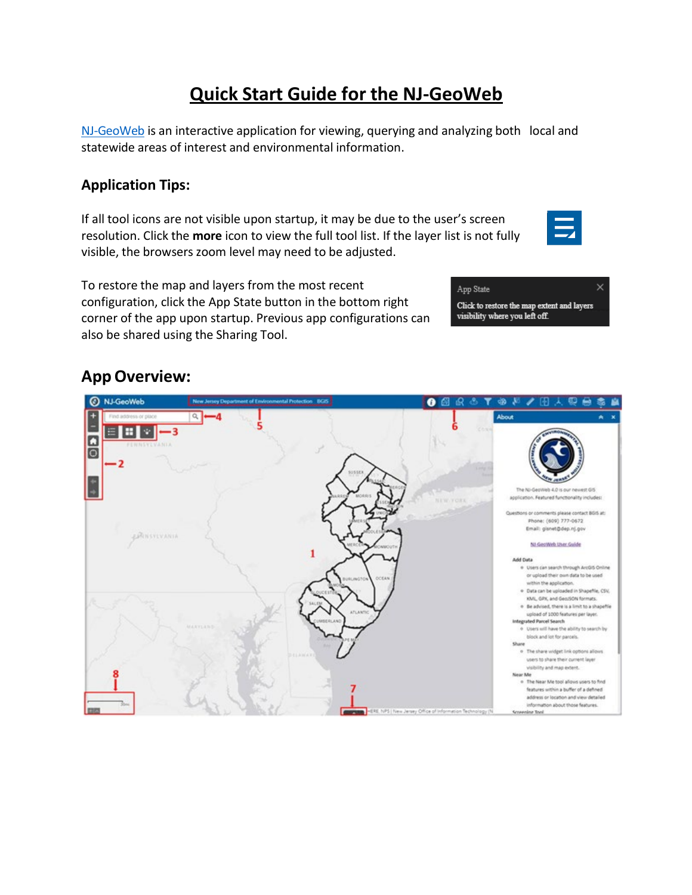# Quick Start Guide for the NJ-GeoWeb

NJ-GeoWeb is an interactive application for viewing, querying and analyzing both local and statewide areas of interest and environmental information.

### Application Tips:

If all tool icons are not visible upon startup, it may be due to the user's screen resolution. Click the **more** icon to view the full tool list. If the layer list is not fully visible, the browsers zoom level may need to be adjusted.

To restore the map and layers from the most recent configuration, click the App State button in the bottom right corner of the app upon startup. Previous app configurations can also be shared using the Sharing Tool.

## App Overview: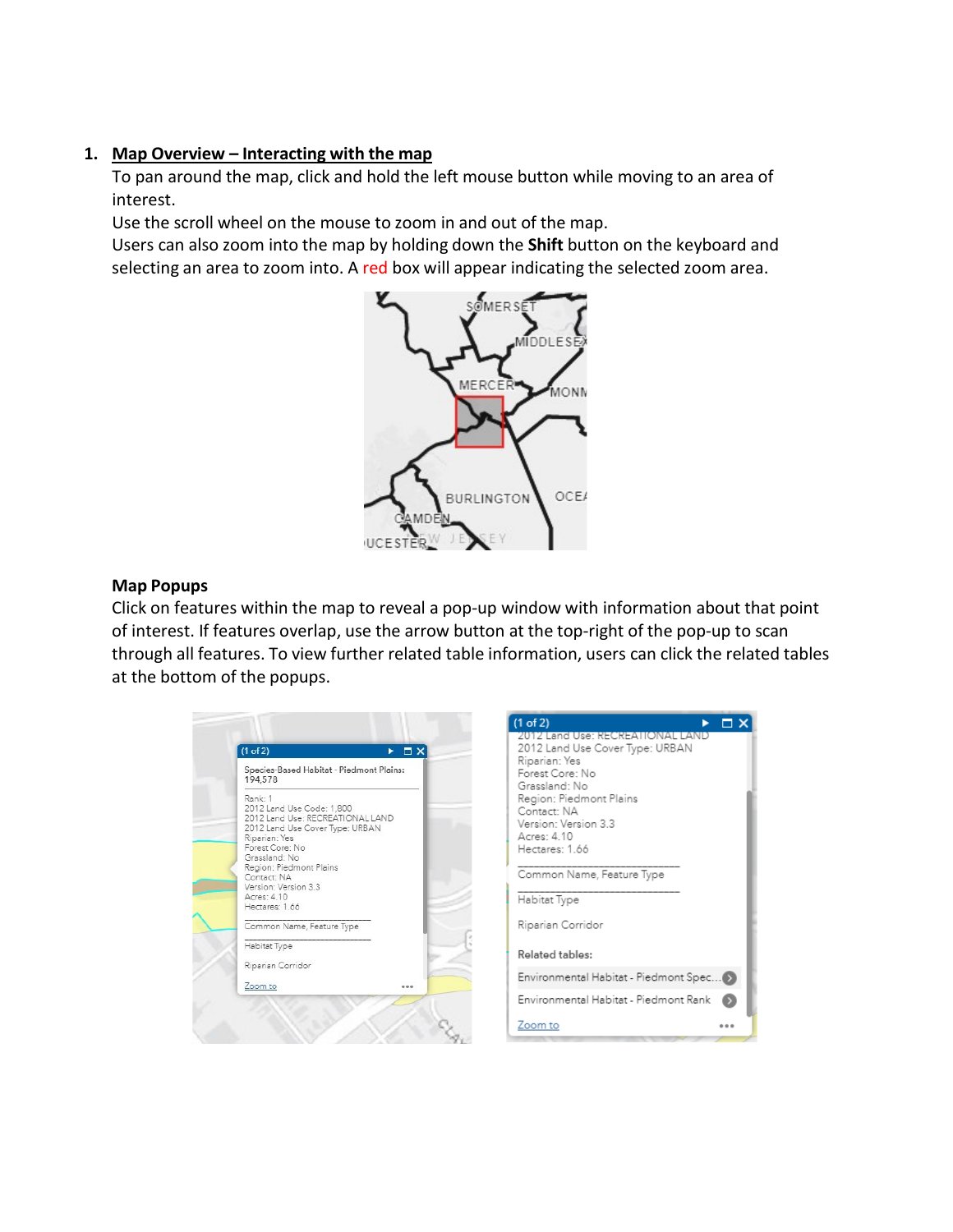1. **Map Overview – Interacting with the map**

   To pan around the map, click and hold the left mouse button while moving to an area of interest.

   Use the scroll wheel on the mouse to zoom in and out of the map.

   Users can also zoom into the map by holding down the **Shift** button on the keyboard and selecting an area to zoom into. A red box will appear indicating the selected zoom area.

**Map Popups**

Click on features within the map to reveal a pop-up window with information about that point of interest. If features overlap, use the arrow button at the top-right of the pop-up to scan through all features. To view further related table information, users can click the related tables at the bottom of the popups.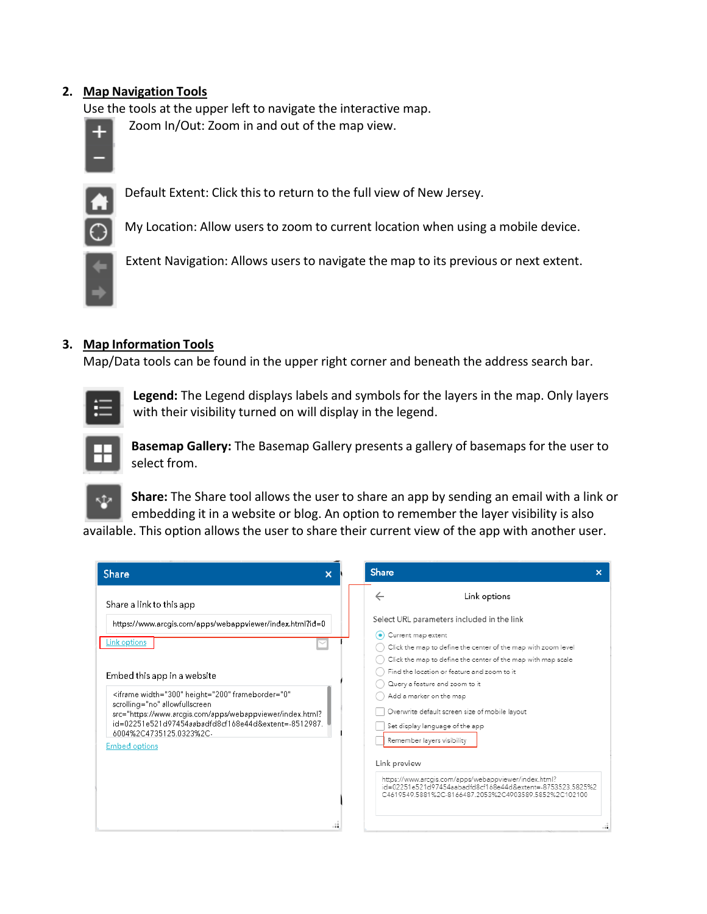2. **Map Navigation Tools**

Use the tools at the upper left to navigate the interactive map.

Zoom In/Out: Zoom in and out of the map view.

Default Extent: Click this to return to the full view of New Jersey.

My Location: Allow users to zoom to current location when using a mobile device.

Extent Navigation: Allows users to navigate the map to its previous or next extent.

3. **Map Information Tools**

Map/Data tools can be found in the upper right corner and beneath the address search bar.

**Legend:** The Legend displays labels and symbols for the layers in the map. Only layers with their visibility turned on will display in the legend.

**Basemap Gallery:** The Basemap Gallery presents a gallery of basemaps for the user to select from.

**Share:** The Share tool allows the user to share an app by sending an email with a link or embedding it in a website or blog. An option to remember the layer visibility is also available. This option allows the user to share their current view of the app with another user.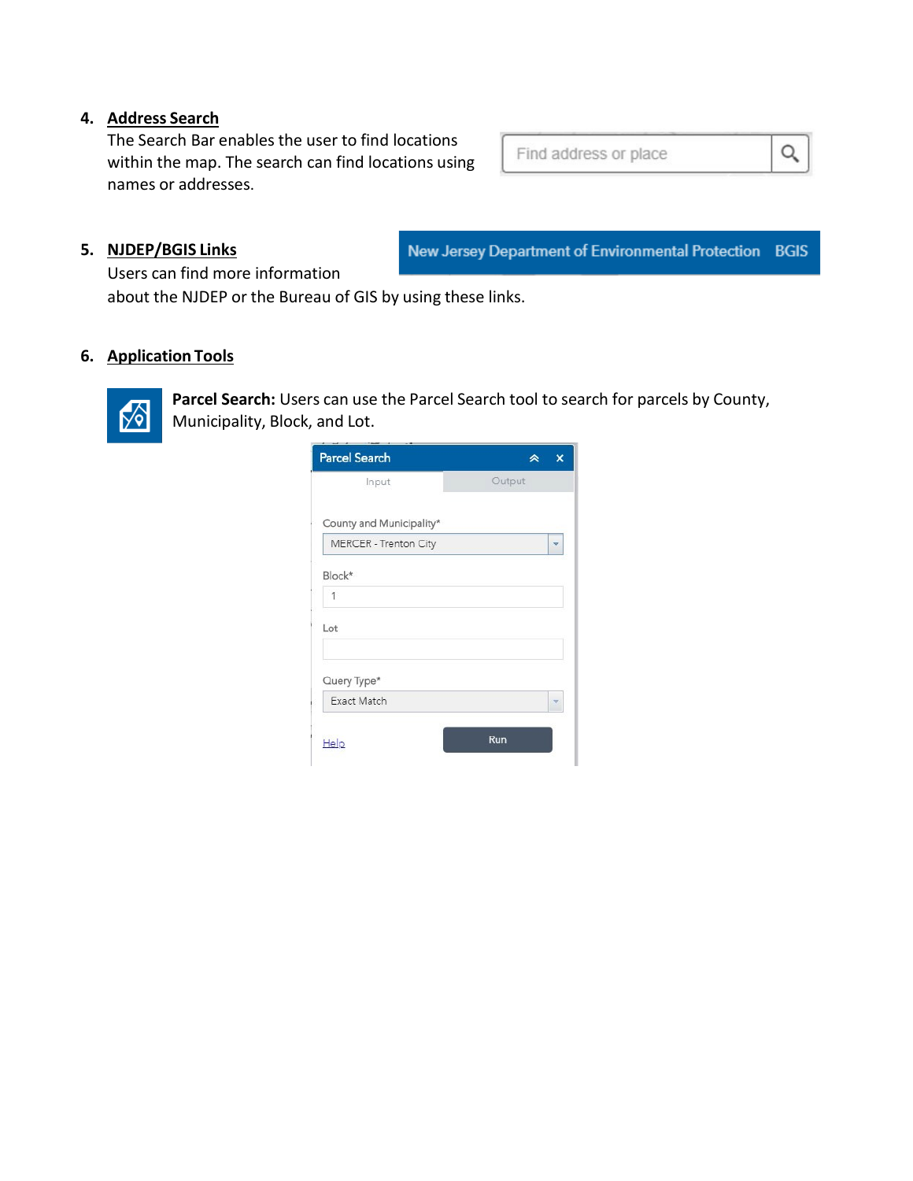4. **Address Search**

   The Search Bar enables the user to find locations within the map. The search can find locations using names or addresses.

5. **NJDEP/BGIS Links**

   Users can find more information about the NJDEP or the Bureau of GIS by using these links.

6. **Application Tools**

**Parcel Search:** Users can use the Parcel Search tool to search for parcels by County, Municipality, Block, and Lot.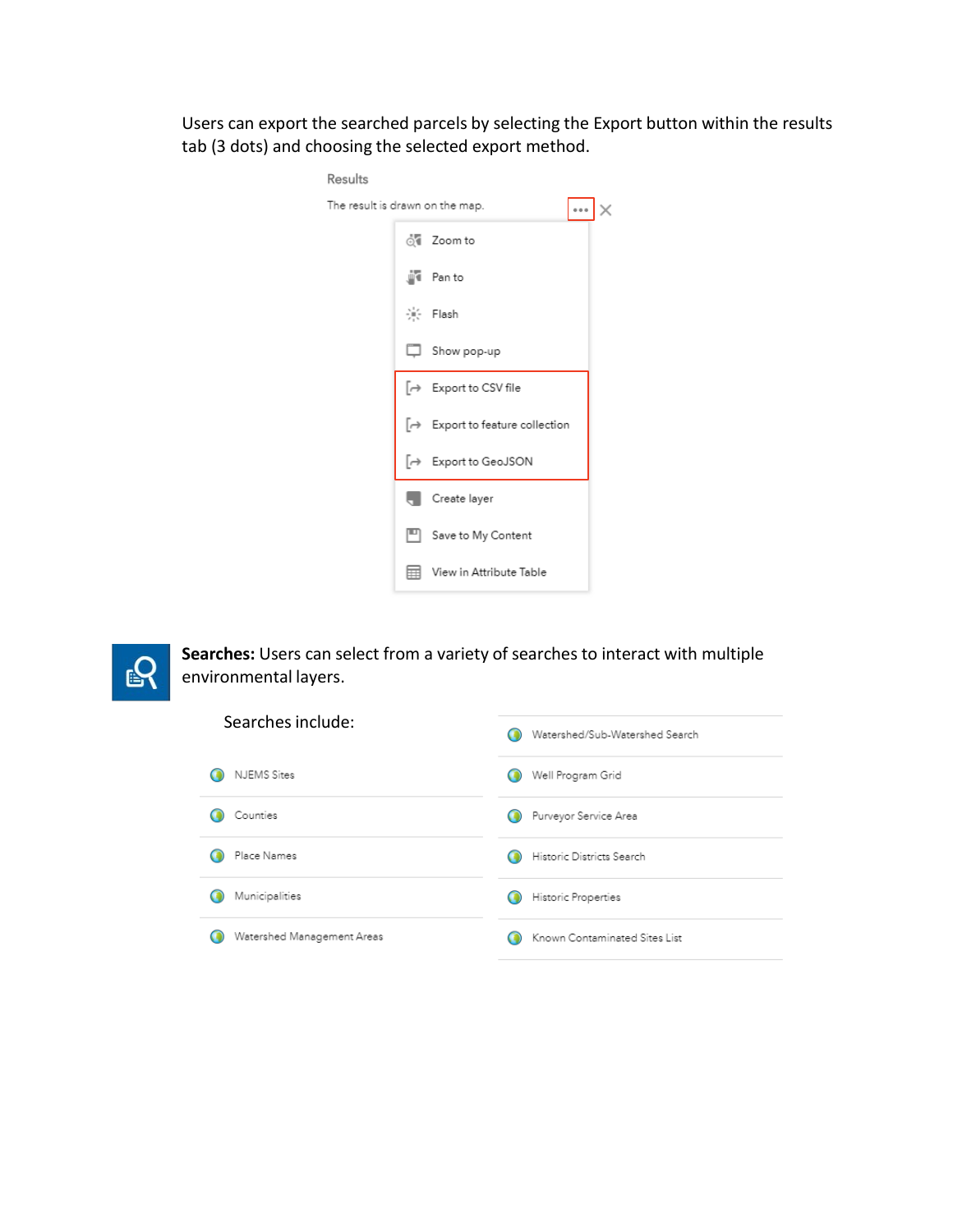Users can export the searched parcels by selecting the Export button within the results tab (3 dots) and choosing the selected export method.

Results

The result is drawn on the map.

- Zoom to
- Pan to
- Flash
- Show pop-up
- Export to CSV file
- Export to feature collection
- Export to GeoJSON
- Create layer
- Save to My Content
- View in Attribute Table

**Searches:** Users can select from a variety of searches to interact with multiple environmental layers.

Searches include:

- NJEMS Sites
- Counties
- Place Names
- Municipalities
- Watershed Management Areas
- Watershed/Sub-Watershed Search
- Well Program Grid
- Purveyor Service Area
- Historic Districts Search
- Historic Properties
- Known Contaminated Sites List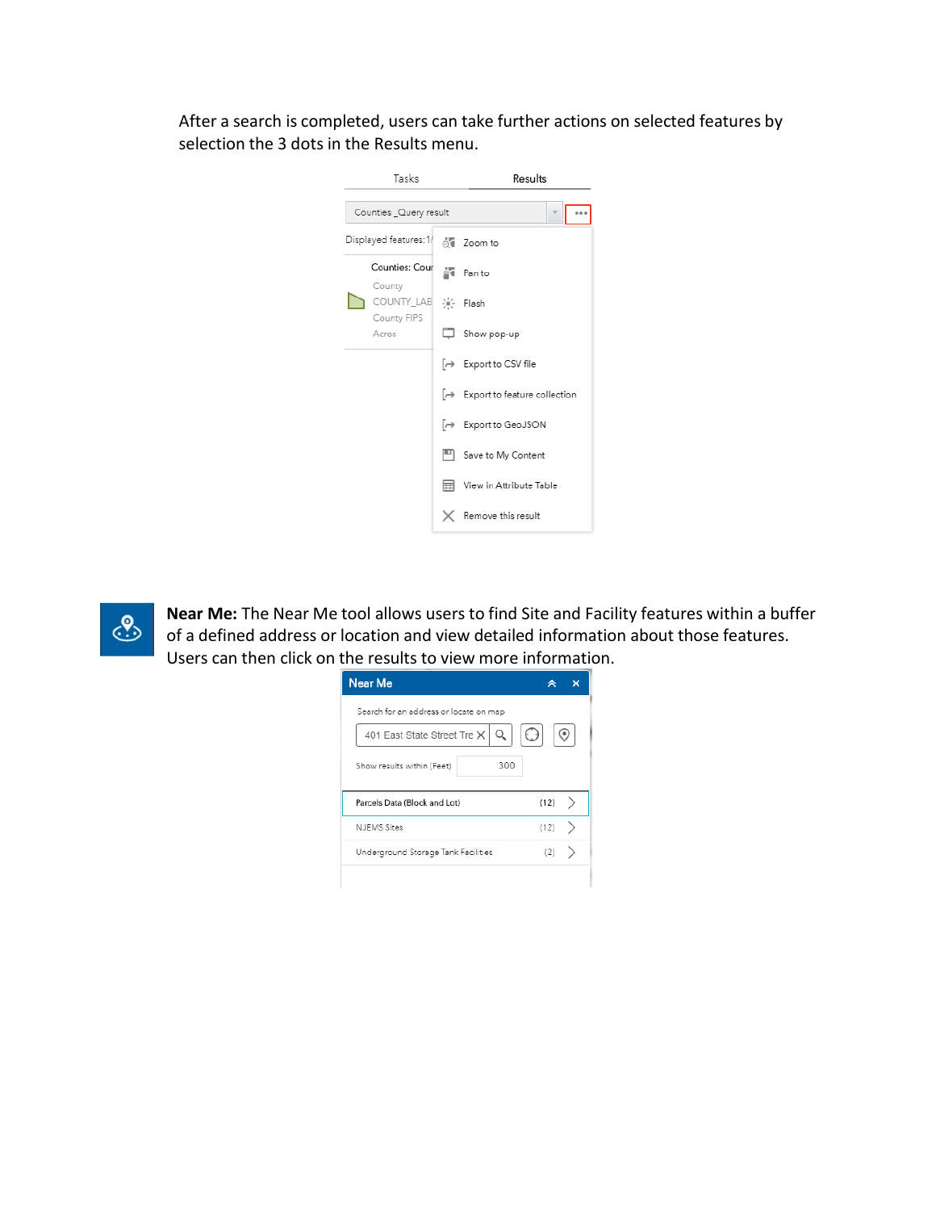After a search is completed, users can take further actions on selected features by selection the 3 dots in the Results menu.

Tasks Results

Counties _Query result

Displayed features: 1/

Counties: Cour

County

COUNTY_LAB

County FIPS

Acres

- Zoom to
- Pan to
- Flash
- Show pop-up
- Export to CSV file
- Export to feature collection
- Export to GeoJSON
- Save to My Content
- View in Attribute Table
- Remove this result

**Near Me:** The Near Me tool allows users to find Site and Facility features within a buffer of a defined address or location and view detailed information about those features. Users can then click on the results to view more information.

Near Me

Search for an address or locate on map

401 East State Street Tre

Show results within (Feet) 300

| | |
|---|---|
| Parcels Data (Block and Lot) | (12) |
| NJEMS Sites | (12) |
| Underground Storage Tank Facilities | (2) |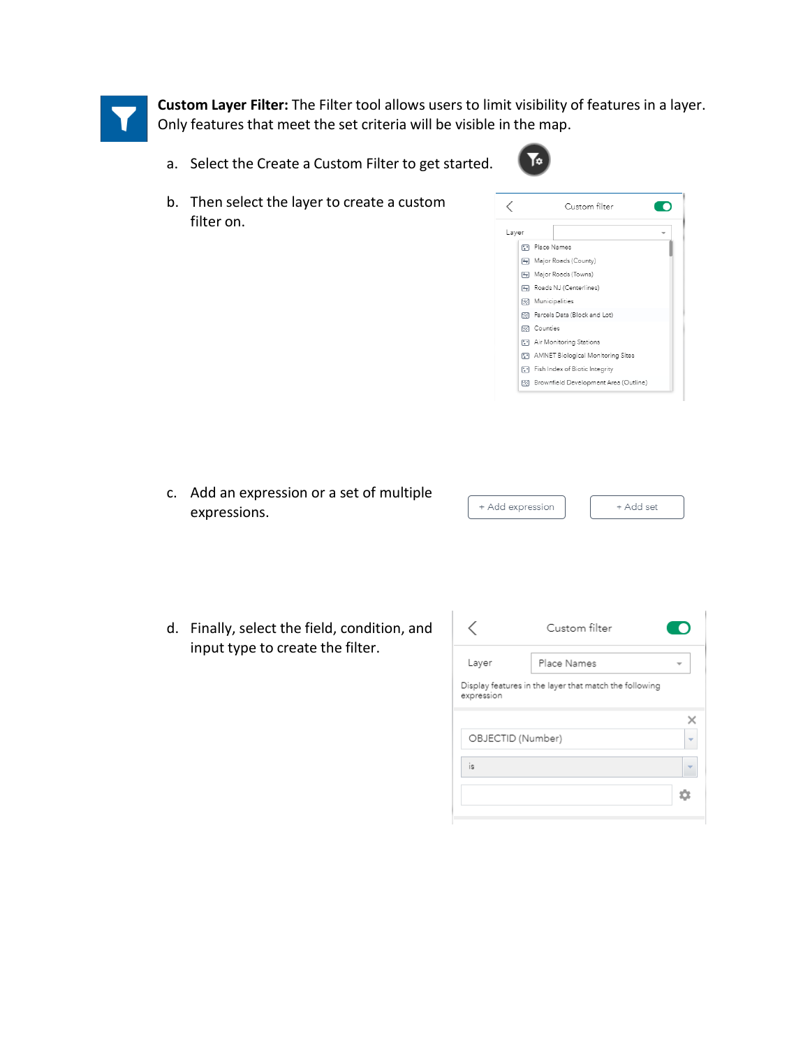**Custom Layer Filter:** The Filter tool allows users to limit visibility of features in a layer. Only features that meet the set criteria will be visible in the map.

a. Select the Create a Custom Filter to get started.

b. Then select the layer to create a custom filter on.

c. Add an expression or a set of multiple expressions.

d. Finally, select the field, condition, and input type to create the filter.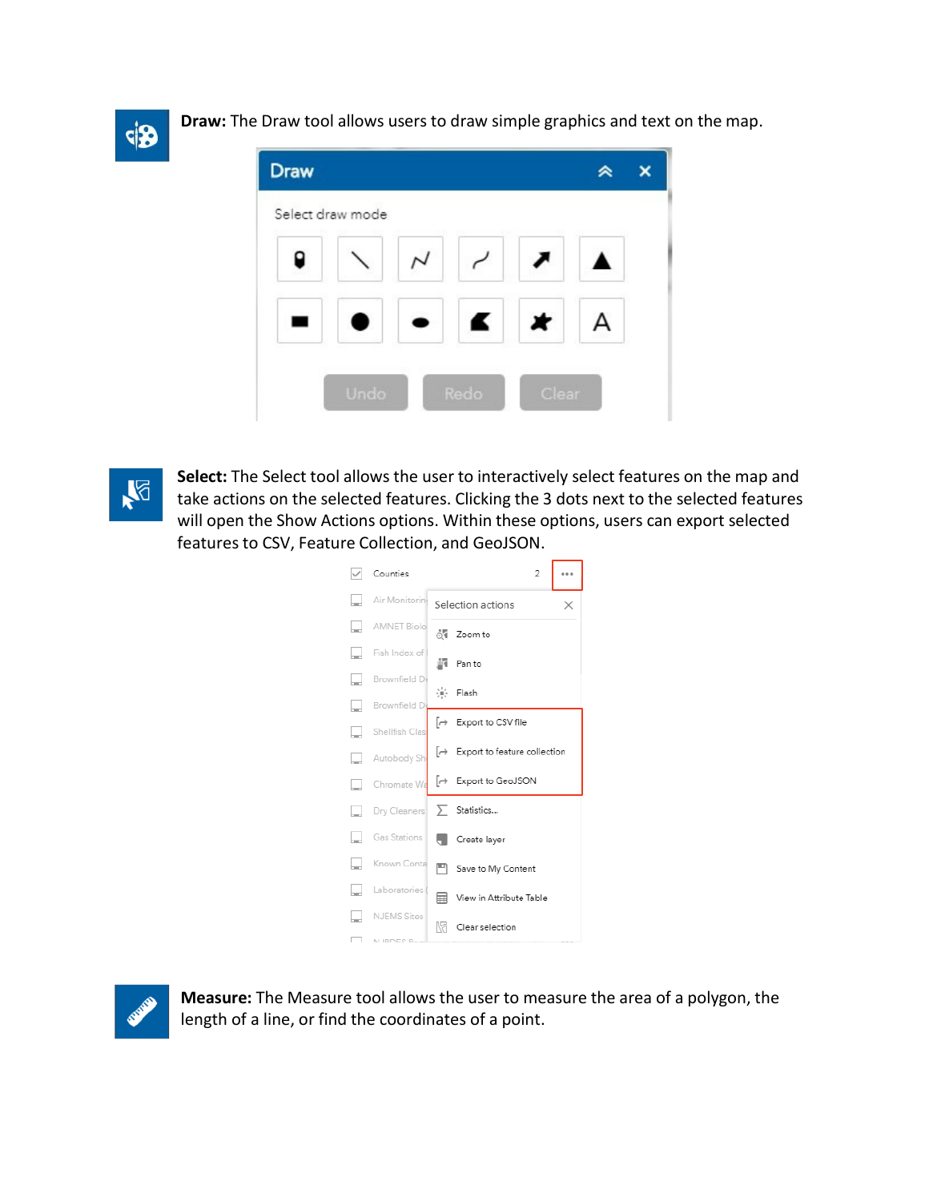**Draw:** The Draw tool allows users to draw simple graphics and text on the map.

**Select:** The Select tool allows the user to interactively select features on the map and take actions on the selected features. Clicking the 3 dots next to the selected features will open the Show Actions options. Within these options, users can export selected features to CSV, Feature Collection, and GeoJSON.

**Measure:** The Measure tool allows the user to measure the area of a polygon, the length of a line, or find the coordinates of a point.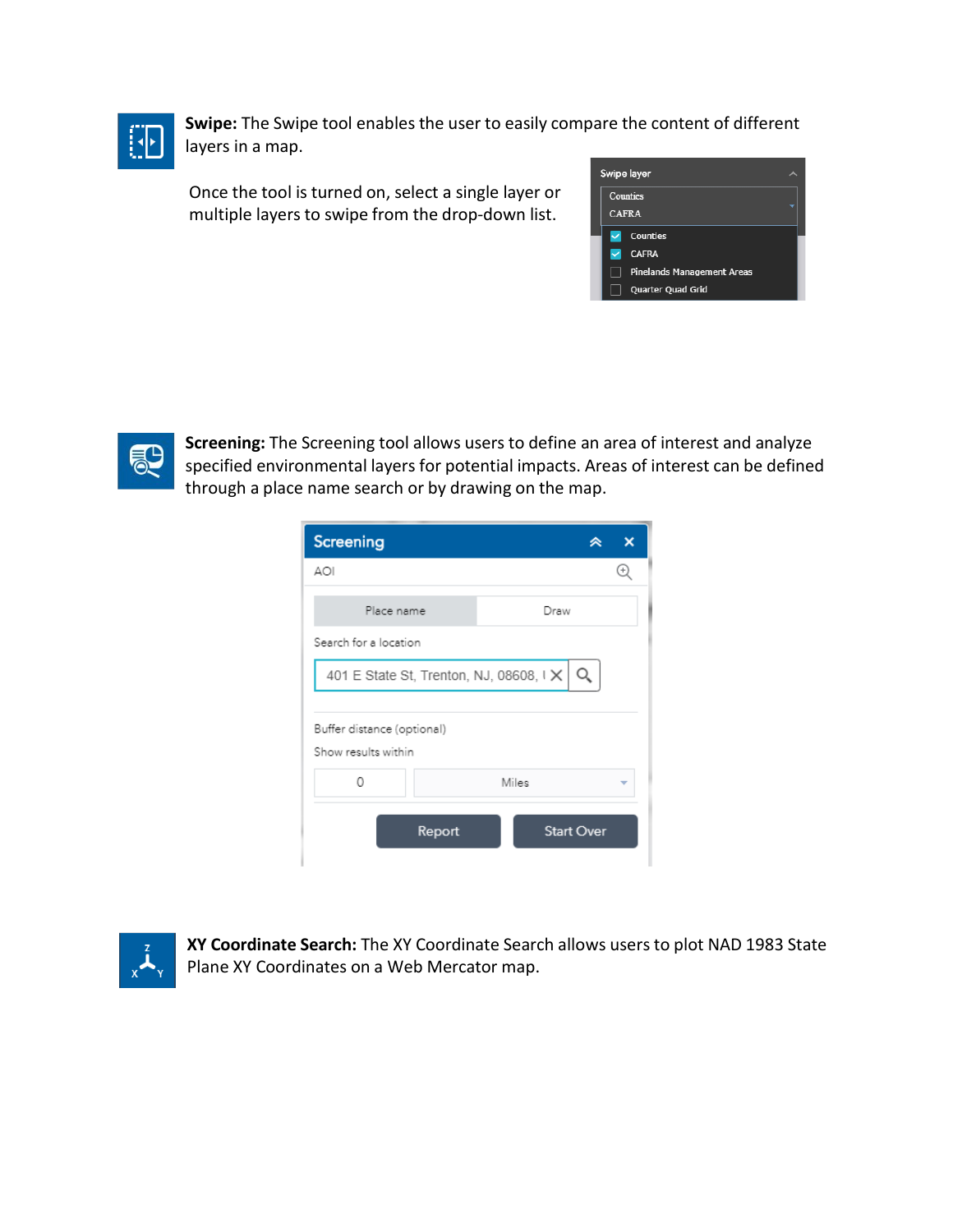**Swipe:** The Swipe tool enables the user to easily compare the content of different layers in a map.

Once the tool is turned on, select a single layer or multiple layers to swipe from the drop-down list.

**Screening:** The Screening tool allows users to define an area of interest and analyze specified environmental layers for potential impacts. Areas of interest can be defined through a place name search or by drawing on the map.

**XY Coordinate Search:** The XY Coordinate Search allows users to plot NAD 1983 State Plane XY Coordinates on a Web Mercator map.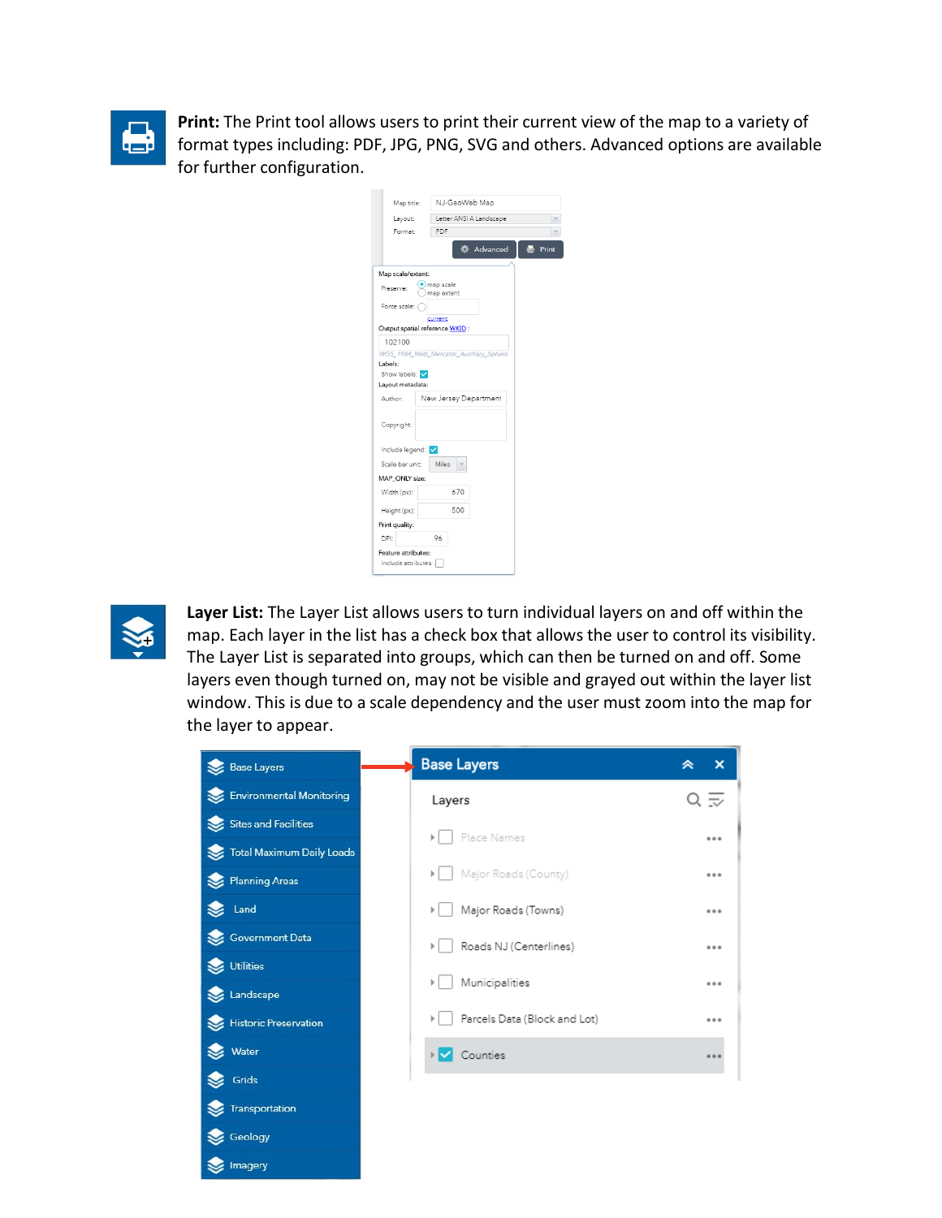**Print:** The Print tool allows users to print their current view of the map to a variety of format types including: PDF, JPG, PNG, SVG and others. Advanced options are available for further configuration.

**Layer List:** The Layer List allows users to turn individual layers on and off within the map. Each layer in the list has a check box that allows the user to control its visibility. The Layer List is separated into groups, which can then be turned on and off. Some layers even though turned on, may not be visible and grayed out within the layer list window. This is due to a scale dependency and the user must zoom into the map for the layer to appear.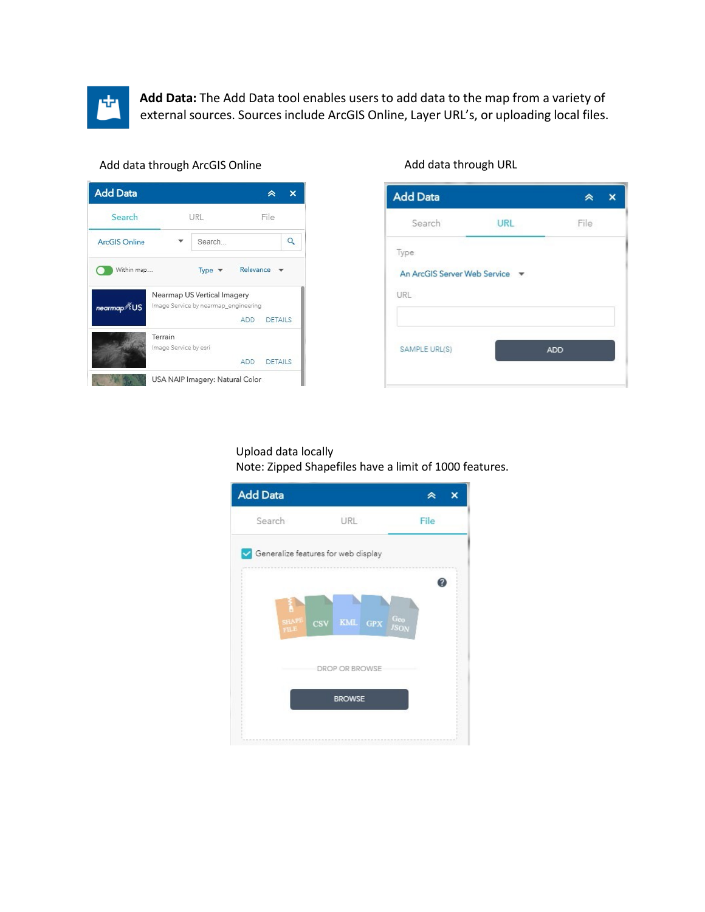**Add Data:** The Add Data tool enables users to add data to the map from a variety of external sources. Sources include ArcGIS Online, Layer URL's, or uploading local files.

Add data through ArcGIS Online

Add data through URL

Upload data locally

Note: Zipped Shapefiles have a limit of 1000 features.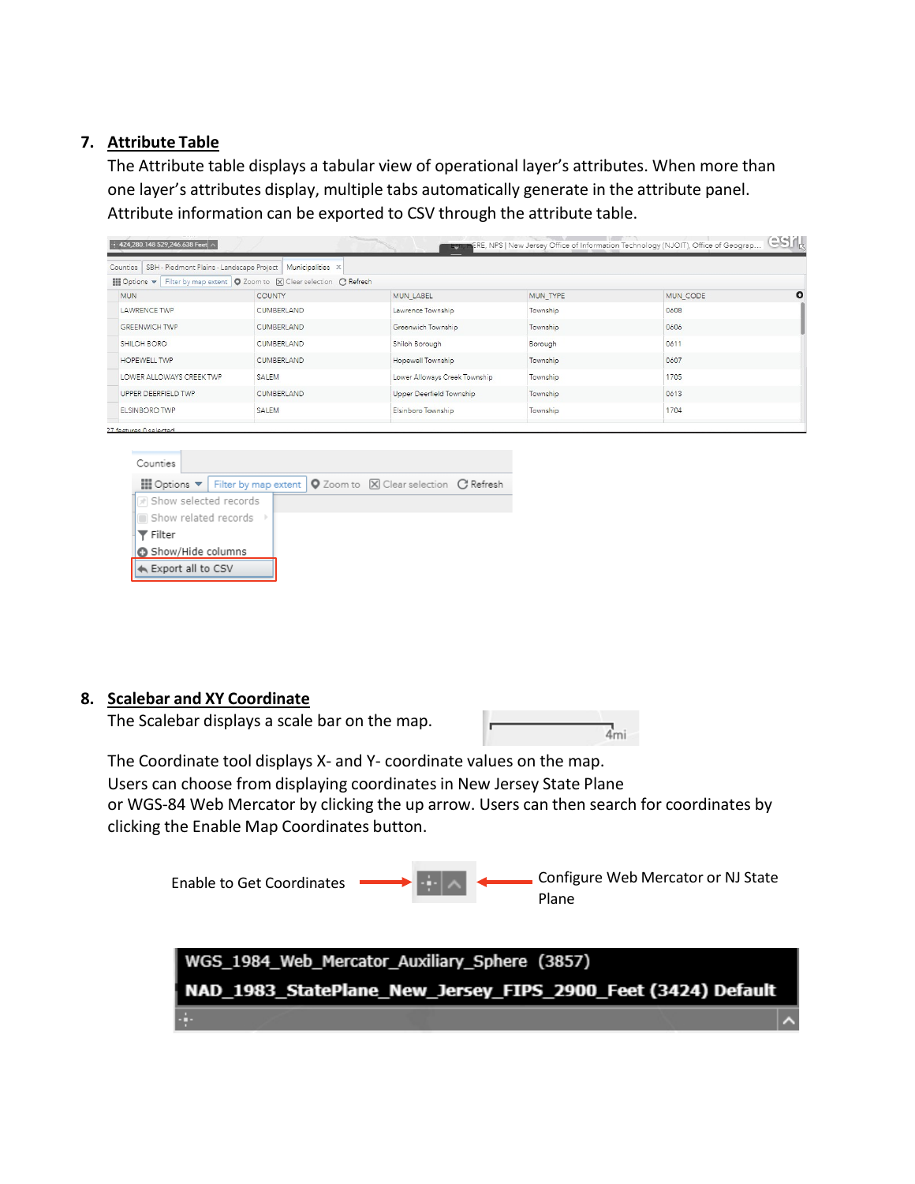7. **Attribute Table**

The Attribute table displays a tabular view of operational layer's attributes. When more than one layer's attributes display, multiple tabs automatically generate in the attribute panel. Attribute information can be exported to CSV through the attribute table.

8. **Scalebar and XY Coordinate**

The Scalebar displays a scale bar on the map.

The Coordinate tool displays X- and Y- coordinate values on the map. Users can choose from displaying coordinates in New Jersey State Plane or WGS-84 Web Mercator by clicking the up arrow. Users can then search for coordinates by clicking the Enable Map Coordinates button.

Enable to Get Coordinates → ← Configure Web Mercator or NJ State Plane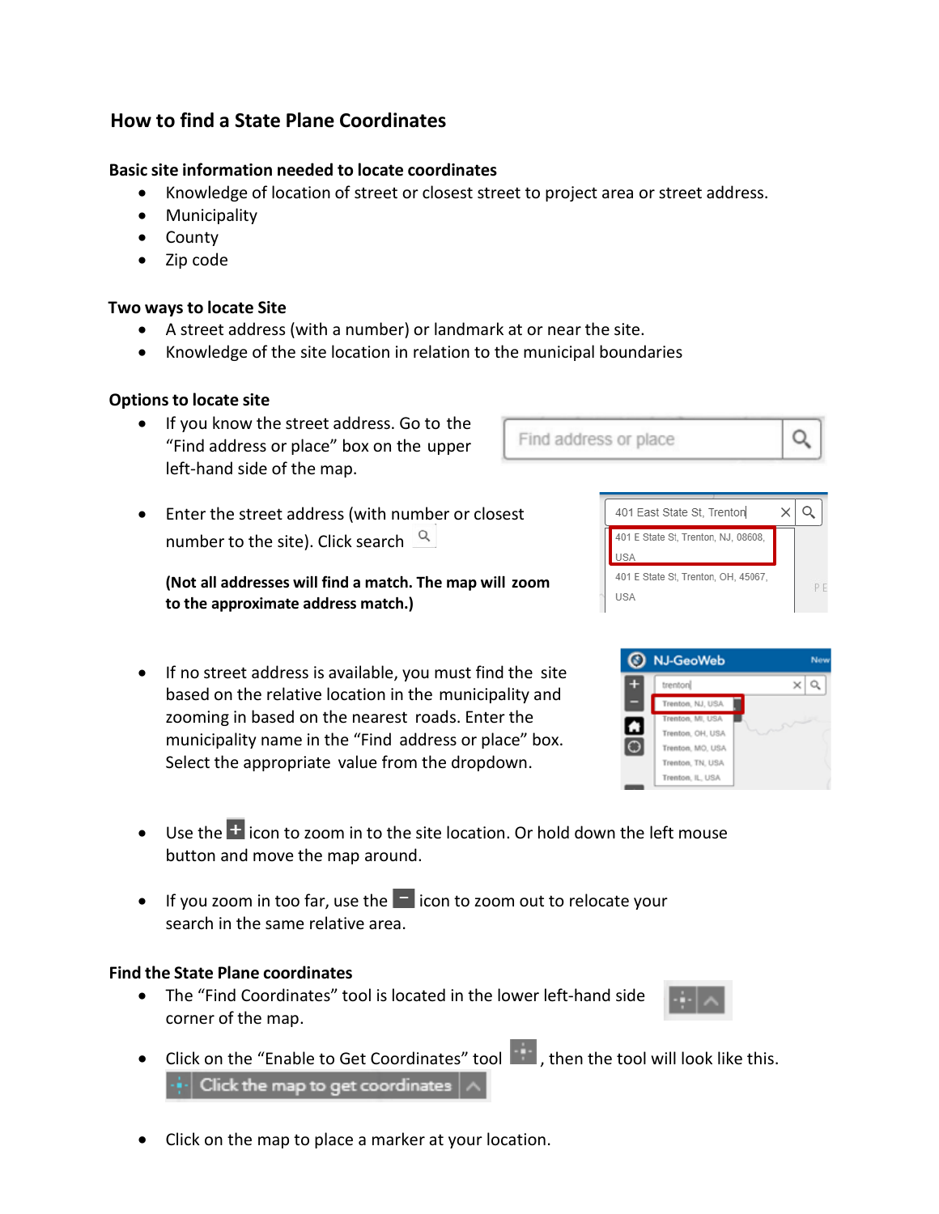## How to find a State Plane Coordinates

**Basic site information needed to locate coordinates**

- Knowledge of location of street or closest street to project area or street address.
- Municipality
- County
- Zip code

**Two ways to locate Site**

- A street address (with a number) or landmark at or near the site.
- Knowledge of the site location in relation to the municipal boundaries

**Options to locate site**

- If you know the street address. Go to the "Find address or place" box on the upper left-hand side of the map.
- Enter the street address (with number or closest number to the site). Click search

  **(Not all addresses will find a match. The map will zoom to the approximate address match.)**

- If no street address is available, you must find the site based on the relative location in the municipality and zooming in based on the nearest roads. Enter the municipality name in the "Find address or place" box. Select the appropriate value from the dropdown.
- Use the + icon to zoom in to the site location. Or hold down the left mouse button and move the map around.
- If you zoom in too far, use the − icon to zoom out to relocate your search in the same relative area.

**Find the State Plane coordinates**

- The "Find Coordinates" tool is located in the lower left-hand side corner of the map.
- Click on the "Enable to Get Coordinates" tool, then the tool will look like this.
- Click on the map to place a marker at your location.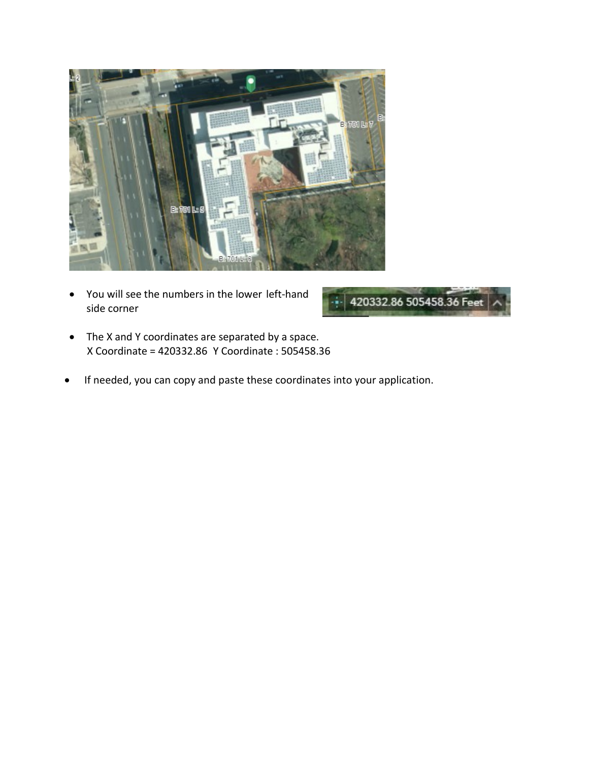- You will see the numbers in the lower left-hand side corner
- The X and Y coordinates are separated by a space.
  X Coordinate = 420332.86  Y Coordinate : 505458.36
- If needed, you can copy and paste these coordinates into your application.